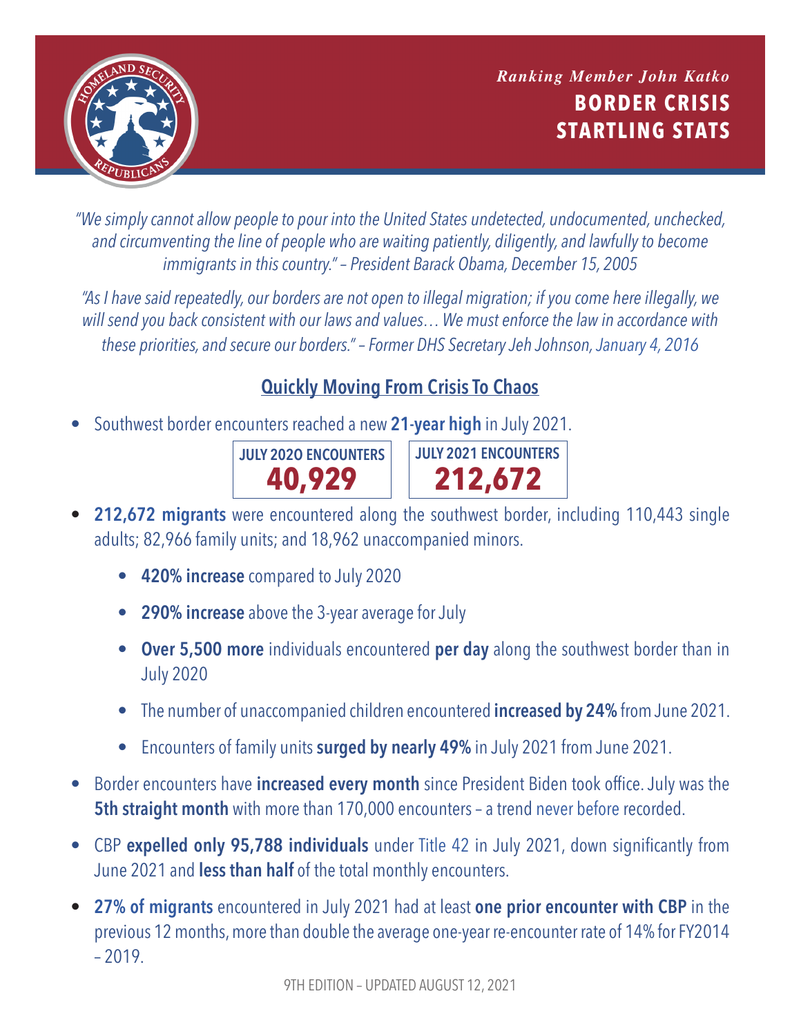*Ranking Member John Katko*

# BORDER CRISIS STARTLING STATS

*"We simply cannot allow people to pour into the United States undetected, undocumented, unchecked, and circumventing the line of people who are waiting patiently, diligently, and lawfully to become immigrants in this country." – President Barack Obama, December 15, 2005*

*"As I have said repeatedly, our borders are not open to illegal migration; if you come here illegally, we will send you back consistent with our laws and values… We must enforce the law in accordance with these priorities, and secure our borders." – Former DHS Secretary Jeh Johnson, January 4, 2016*

## Quickly Moving From Crisis To Chaos

- Southwest border encounters reached a new **21-year high** in July 2021.

| JULY 2020 ENCOUNTERS | JULY 2021 ENCOUNTERS |
|---|---|
| **40,929** | **212,672** |

- **212,672 migrants** were encountered along the southwest border, including 110,443 single adults; 82,966 family units; and 18,962 unaccompanied minors.
    - **420% increase** compared to July 2020
    - **290% increase** above the 3-year average for July
    - **Over 5,500 more** individuals encountered **per day** along the southwest border than in July 2020
    - The number of unaccompanied children encountered **increased by 24%** from June 2021.
    - Encounters of family units **surged by nearly 49%** in July 2021 from June 2021.
- Border encounters have **increased every month** since President Biden took office. July was the **5th straight month** with more than 170,000 encounters – a trend never before recorded.
- CBP **expelled only 95,788 individuals** under Title 42 in July 2021, down significantly from June 2021 and **less than half** of the total monthly encounters.
- **27% of migrants** encountered in July 2021 had at least **one prior encounter with CBP** in the previous 12 months, more than double the average one-year re-encounter rate of 14% for FY2014 – 2019.

9TH EDITION – UPDATED AUGUST 12, 2021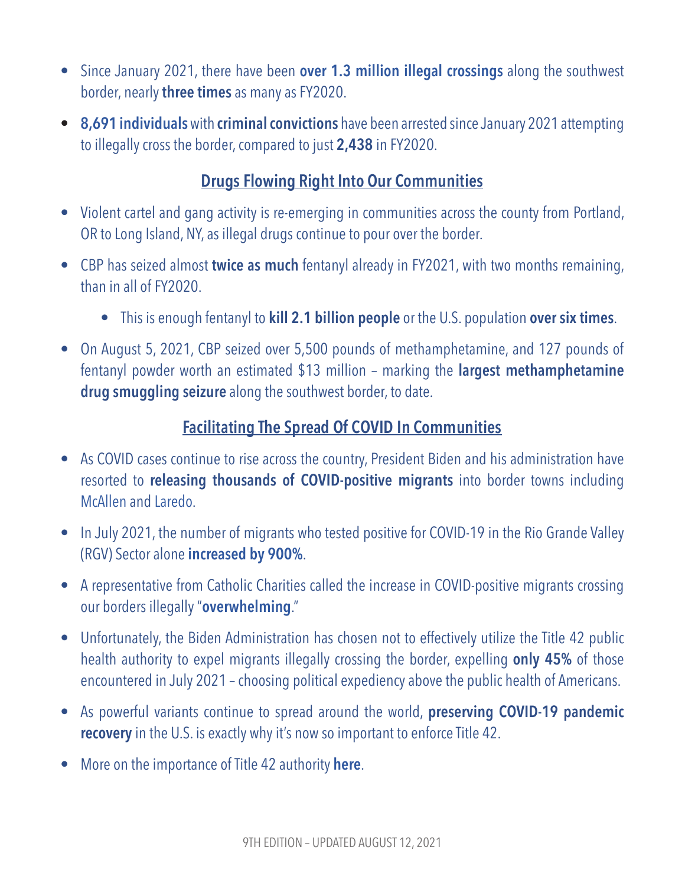- Since January 2021, there have been **over 1.3 million illegal crossings** along the southwest border, nearly **three times** as many as FY2020.
- **8,691 individuals** with **criminal convictions** have been arrested since January 2021 attempting to illegally cross the border, compared to just **2,438** in FY2020.

## Drugs Flowing Right Into Our Communities

- Violent cartel and gang activity is re-emerging in communities across the county from Portland, OR to Long Island, NY, as illegal drugs continue to pour over the border.
- CBP has seized almost **twice as much** fentanyl already in FY2021, with two months remaining, than in all of FY2020.
  - This is enough fentanyl to **kill 2.1 billion people** or the U.S. population **over six times**.
- On August 5, 2021, CBP seized over 5,500 pounds of methamphetamine, and 127 pounds of fentanyl powder worth an estimated $13 million – marking the **largest methamphetamine drug smuggling seizure** along the southwest border, to date.

## Facilitating The Spread Of COVID In Communities

- As COVID cases continue to rise across the country, President Biden and his administration have resorted to **releasing thousands of COVID-positive migrants** into border towns including McAllen and Laredo.
- In July 2021, the number of migrants who tested positive for COVID-19 in the Rio Grande Valley (RGV) Sector alone **increased by 900%**.
- A representative from Catholic Charities called the increase in COVID-positive migrants crossing our borders illegally "**overwhelming**."
- Unfortunately, the Biden Administration has chosen not to effectively utilize the Title 42 public health authority to expel migrants illegally crossing the border, expelling **only 45%** of those encountered in July 2021 – choosing political expediency above the public health of Americans.
- As powerful variants continue to spread around the world, **preserving COVID-19 pandemic recovery** in the U.S. is exactly why it's now so important to enforce Title 42.
- More on the importance of Title 42 authority **here**.

9TH EDITION – UPDATED AUGUST 12, 2021